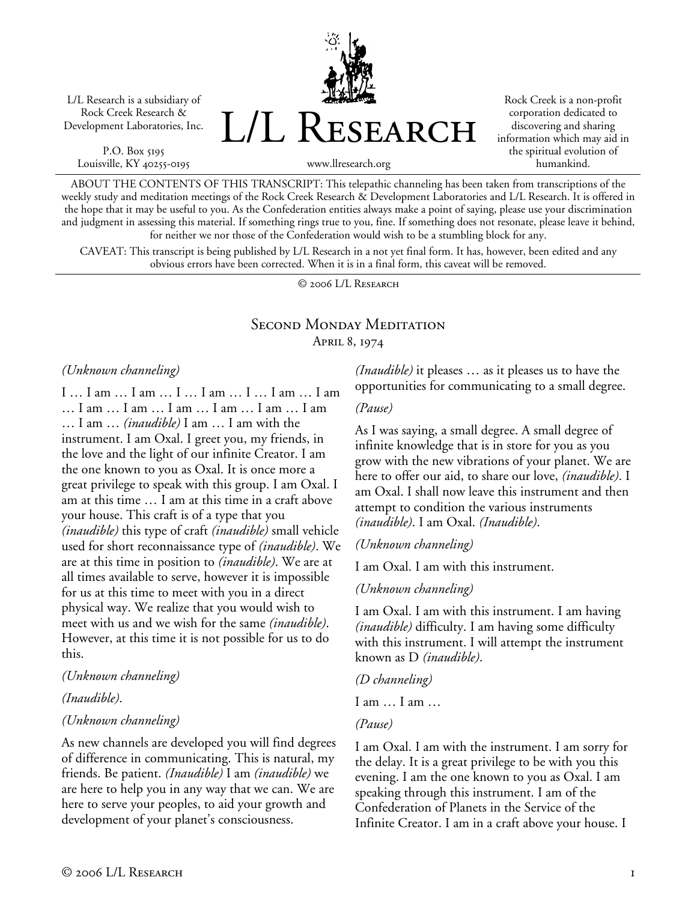L/L Research is a subsidiary of Rock Creek Research & Development Laboratories, Inc.

P.O. Box 5195
Louisville, KY 40255-0195

# L/L Research

www.llresearch.org

Rock Creek is a non-profit corporation dedicated to discovering and sharing information which may aid in the spiritual evolution of humankind.

ABOUT THE CONTENTS OF THIS TRANSCRIPT: This telepathic channeling has been taken from transcriptions of the weekly study and meditation meetings of the Rock Creek Research & Development Laboratories and L/L Research. It is offered in the hope that it may be useful to you. As the Confederation entities always make a point of saying, please use your discrimination and judgment in assessing this material. If something rings true to you, fine. If something does not resonate, please leave it behind, for neither we nor those of the Confederation would wish to be a stumbling block for any.

CAVEAT: This transcript is being published by L/L Research in a not yet final form. It has, however, been edited and any obvious errors have been corrected. When it is in a final form, this caveat will be removed.

© 2006 L/L Research

## Second Monday Meditation

April 8, 1974

*(Unknown channeling)*

I … I am … I am … I … I am … I … I am … I am … I am … I am … I am … I am … I am … I am … I am … *(inaudible)* I am … I am with the instrument. I am Oxal. I greet you, my friends, in the love and the light of our infinite Creator. I am the one known to you as Oxal. It is once more a great privilege to speak with this group. I am Oxal. I am at this time … I am at this time in a craft above your house. This craft is of a type that you *(inaudible)* this type of craft *(inaudible)* small vehicle used for short reconnaissance type of *(inaudible)*. We are at this time in position to *(inaudible)*. We are at all times available to serve, however it is impossible for us at this time to meet with you in a direct physical way. We realize that you would wish to meet with us and we wish for the same *(inaudible)*. However, at this time it is not possible for us to do this.

*(Unknown channeling)*

*(Inaudible)*.

*(Unknown channeling)*

As new channels are developed you will find degrees of difference in communicating. This is natural, my friends. Be patient. *(Inaudible)* I am *(inaudible)* we are here to help you in any way that we can. We are here to serve your peoples, to aid your growth and development of your planet's consciousness.

*(Inaudible)* it pleases … as it pleases us to have the opportunities for communicating to a small degree.

*(Pause)*

As I was saying, a small degree. A small degree of infinite knowledge that is in store for you as you grow with the new vibrations of your planet. We are here to offer our aid, to share our love, *(inaudible)*. I am Oxal. I shall now leave this instrument and then attempt to condition the various instruments *(inaudible)*. I am Oxal. *(Inaudible)*.

*(Unknown channeling)*

I am Oxal. I am with this instrument.

*(Unknown channeling)*

I am Oxal. I am with this instrument. I am having *(inaudible)* difficulty. I am having some difficulty with this instrument. I will attempt the instrument known as D *(inaudible)*.

*(D channeling)*

I am … I am …

*(Pause)*

I am Oxal. I am with the instrument. I am sorry for the delay. It is a great privilege to be with you this evening. I am the one known to you as Oxal. I am speaking through this instrument. I am of the Confederation of Planets in the Service of the Infinite Creator. I am in a craft above your house. I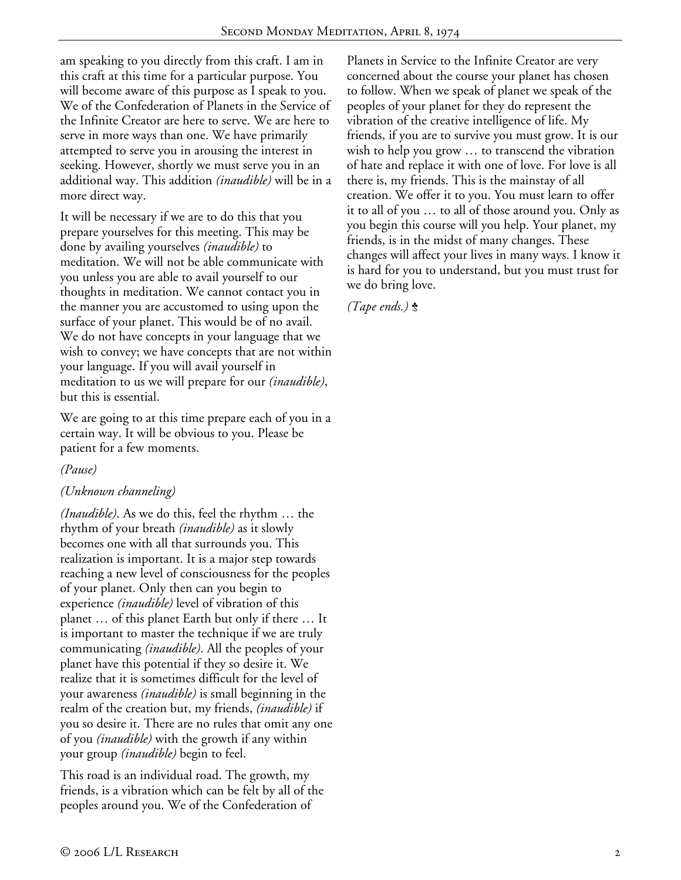am speaking to you directly from this craft. I am in this craft at this time for a particular purpose. You will become aware of this purpose as I speak to you. We of the Confederation of Planets in the Service of the Infinite Creator are here to serve. We are here to serve in more ways than one. We have primarily attempted to serve you in arousing the interest in seeking. However, shortly we must serve you in an additional way. This addition *(inaudible)* will be in a more direct way.

It will be necessary if we are to do this that you prepare yourselves for this meeting. This may be done by availing yourselves *(inaudible)* to meditation. We will not be able communicate with you unless you are able to avail yourself to our thoughts in meditation. We cannot contact you in the manner you are accustomed to using upon the surface of your planet. This would be of no avail. We do not have concepts in your language that we wish to convey; we have concepts that are not within your language. If you will avail yourself in meditation to us we will prepare for our *(inaudible)*, but this is essential.

We are going to at this time prepare each of you in a certain way. It will be obvious to you. Please be patient for a few moments.

*(Pause)*

*(Unknown channeling)*

*(Inaudible)*. As we do this, feel the rhythm … the rhythm of your breath *(inaudible)* as it slowly becomes one with all that surrounds you. This realization is important. It is a major step towards reaching a new level of consciousness for the peoples of your planet. Only then can you begin to experience *(inaudible)* level of vibration of this planet … of this planet Earth but only if there … It is important to master the technique if we are truly communicating *(inaudible)*. All the peoples of your planet have this potential if they so desire it. We realize that it is sometimes difficult for the level of your awareness *(inaudible)* is small beginning in the realm of the creation but, my friends, *(inaudible)* if you so desire it. There are no rules that omit any one of you *(inaudible)* with the growth if any within your group *(inaudible)* begin to feel.

This road is an individual road. The growth, my friends, is a vibration which can be felt by all of the peoples around you. We of the Confederation of Planets in Service to the Infinite Creator are very concerned about the course your planet has chosen to follow. When we speak of planet we speak of the peoples of your planet for they do represent the vibration of the creative intelligence of life. My friends, if you are to survive you must grow. It is our wish to help you grow … to transcend the vibration of hate and replace it with one of love. For love is all there is, my friends. This is the mainstay of all creation. We offer it to you. You must learn to offer it to all of you … to all of those around you. Only as you begin this course will you help. Your planet, my friends, is in the midst of many changes. These changes will affect your lives in many ways. I know it is hard for you to understand, but you must trust for we do bring love.

*(Tape ends.)*